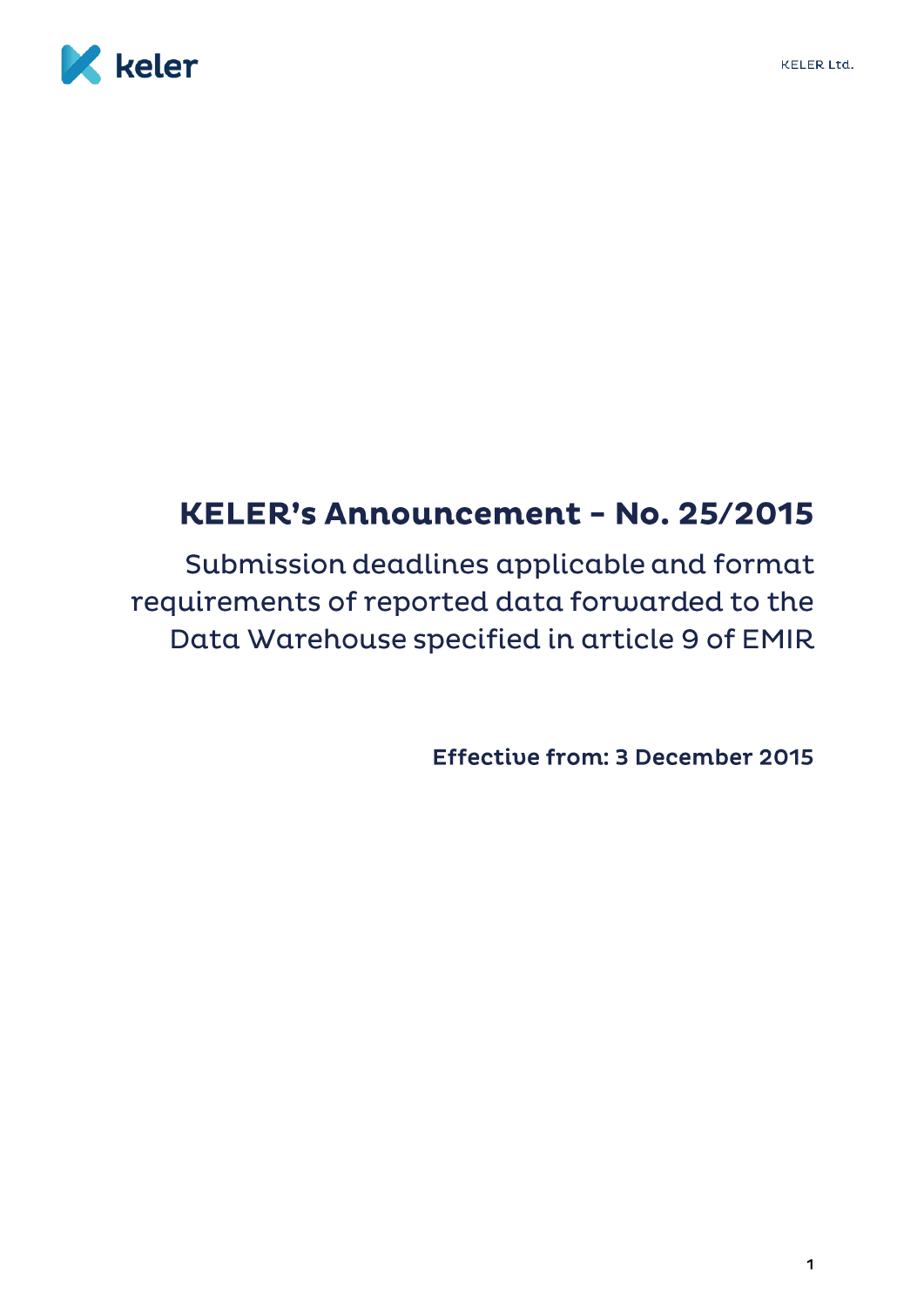# KELER's Announcement – No. 25/2015

## Submission deadlines applicable and format requirements of reported data forwarded to the Data Warehouse specified in article 9 of EMIR

**Effective from: 3 December 2015**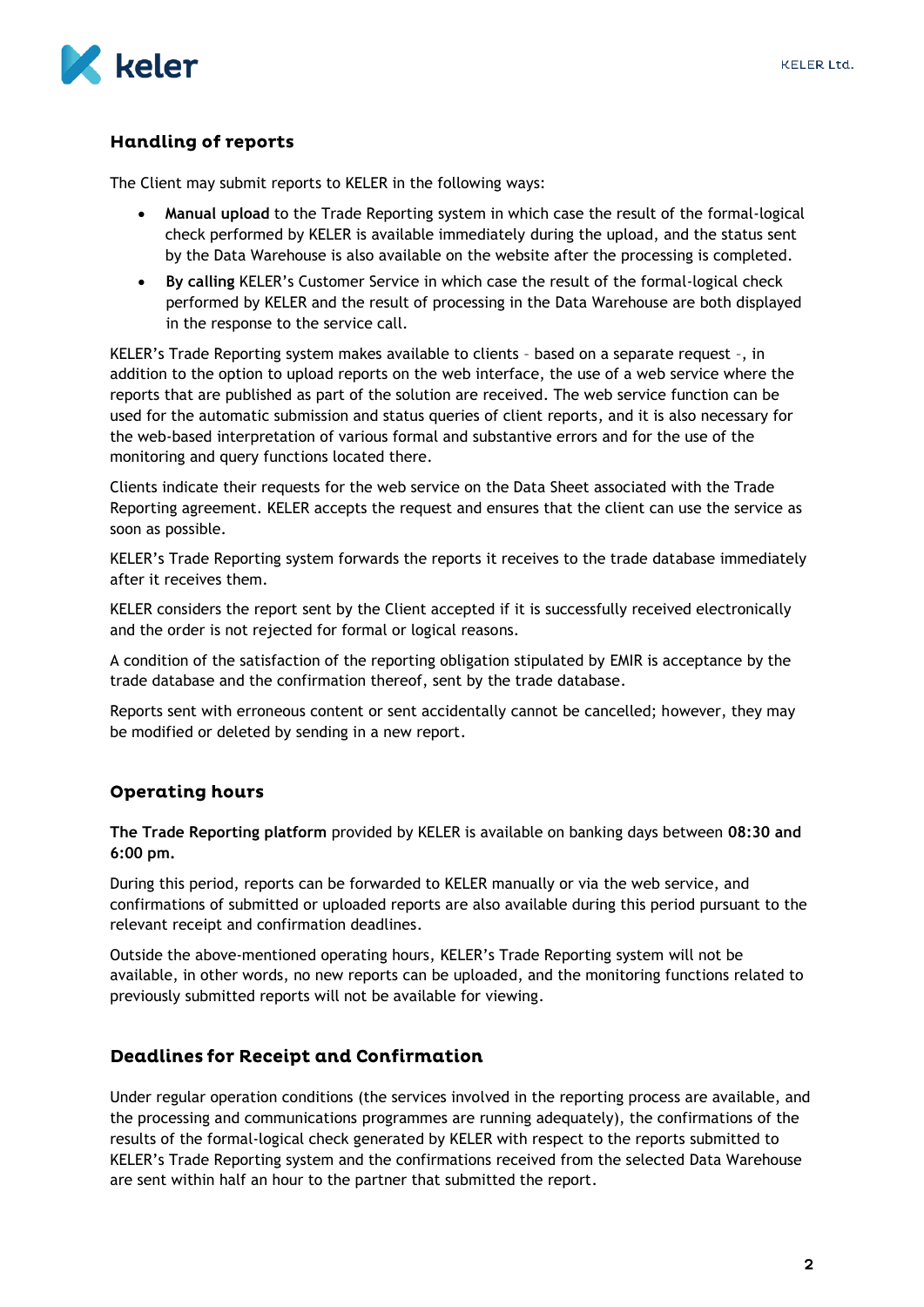## Handling of reports

The Client may submit reports to KELER in the following ways:

- **Manual upload** to the Trade Reporting system in which case the result of the formal-logical check performed by KELER is available immediately during the upload, and the status sent by the Data Warehouse is also available on the website after the processing is completed.
- **By calling** KELER's Customer Service in which case the result of the formal-logical check performed by KELER and the result of processing in the Data Warehouse are both displayed in the response to the service call.

KELER's Trade Reporting system makes available to clients – based on a separate request –, in addition to the option to upload reports on the web interface, the use of a web service where the reports that are published as part of the solution are received. The web service function can be used for the automatic submission and status queries of client reports, and it is also necessary for the web-based interpretation of various formal and substantive errors and for the use of the monitoring and query functions located there.

Clients indicate their requests for the web service on the Data Sheet associated with the Trade Reporting agreement. KELER accepts the request and ensures that the client can use the service as soon as possible.

KELER's Trade Reporting system forwards the reports it receives to the trade database immediately after it receives them.

KELER considers the report sent by the Client accepted if it is successfully received electronically and the order is not rejected for formal or logical reasons.

A condition of the satisfaction of the reporting obligation stipulated by EMIR is acceptance by the trade database and the confirmation thereof, sent by the trade database.

Reports sent with erroneous content or sent accidentally cannot be cancelled; however, they may be modified or deleted by sending in a new report.

## Operating hours

**The Trade Reporting platform** provided by KELER is available on banking days between **08:30 and 6:00 pm.**

During this period, reports can be forwarded to KELER manually or via the web service, and confirmations of submitted or uploaded reports are also available during this period pursuant to the relevant receipt and confirmation deadlines.

Outside the above-mentioned operating hours, KELER's Trade Reporting system will not be available, in other words, no new reports can be uploaded, and the monitoring functions related to previously submitted reports will not be available for viewing.

## Deadlines for Receipt and Confirmation

Under regular operation conditions (the services involved in the reporting process are available, and the processing and communications programmes are running adequately), the confirmations of the results of the formal-logical check generated by KELER with respect to the reports submitted to KELER's Trade Reporting system and the confirmations received from the selected Data Warehouse are sent within half an hour to the partner that submitted the report.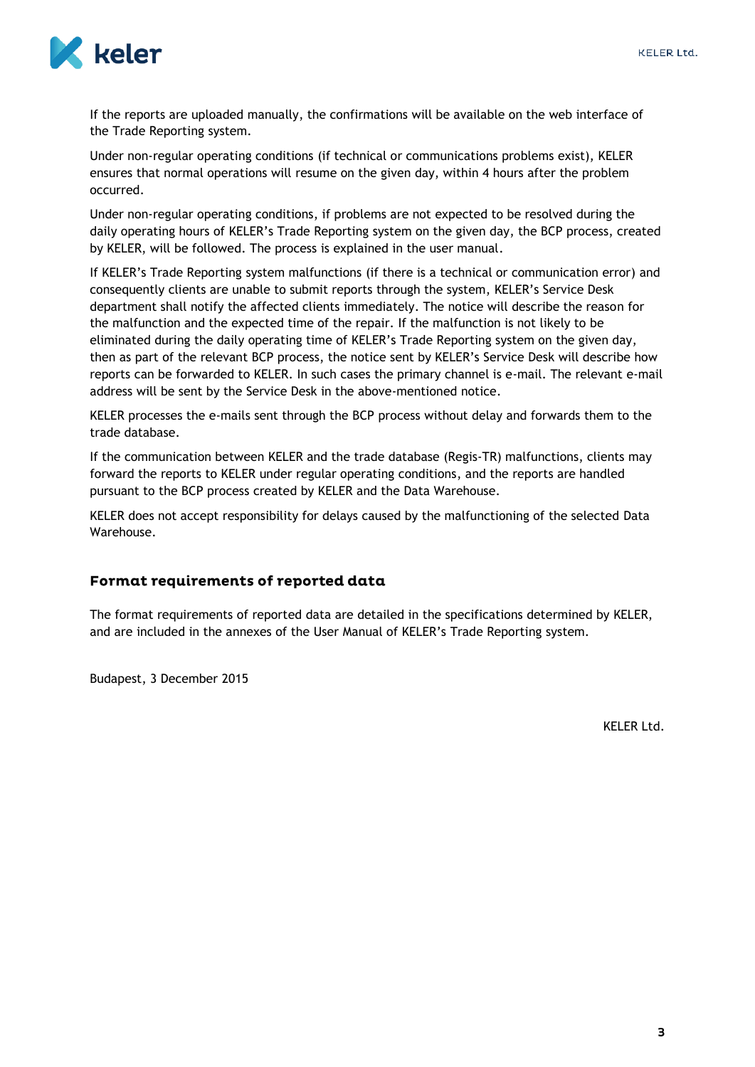If the reports are uploaded manually, the confirmations will be available on the web interface of the Trade Reporting system.

Under non-regular operating conditions (if technical or communications problems exist), KELER ensures that normal operations will resume on the given day, within 4 hours after the problem occurred.

Under non-regular operating conditions, if problems are not expected to be resolved during the daily operating hours of KELER's Trade Reporting system on the given day, the BCP process, created by KELER, will be followed. The process is explained in the user manual.

If KELER's Trade Reporting system malfunctions (if there is a technical or communication error) and consequently clients are unable to submit reports through the system, KELER's Service Desk department shall notify the affected clients immediately. The notice will describe the reason for the malfunction and the expected time of the repair. If the malfunction is not likely to be eliminated during the daily operating time of KELER's Trade Reporting system on the given day, then as part of the relevant BCP process, the notice sent by KELER's Service Desk will describe how reports can be forwarded to KELER. In such cases the primary channel is e-mail. The relevant e-mail address will be sent by the Service Desk in the above-mentioned notice.

KELER processes the e-mails sent through the BCP process without delay and forwards them to the trade database.

If the communication between KELER and the trade database (Regis-TR) malfunctions, clients may forward the reports to KELER under regular operating conditions, and the reports are handled pursuant to the BCP process created by KELER and the Data Warehouse.

KELER does not accept responsibility for delays caused by the malfunctioning of the selected Data Warehouse.

## Format requirements of reported data

The format requirements of reported data are detailed in the specifications determined by KELER, and are included in the annexes of the User Manual of KELER's Trade Reporting system.

Budapest, 3 December 2015

KELER Ltd.